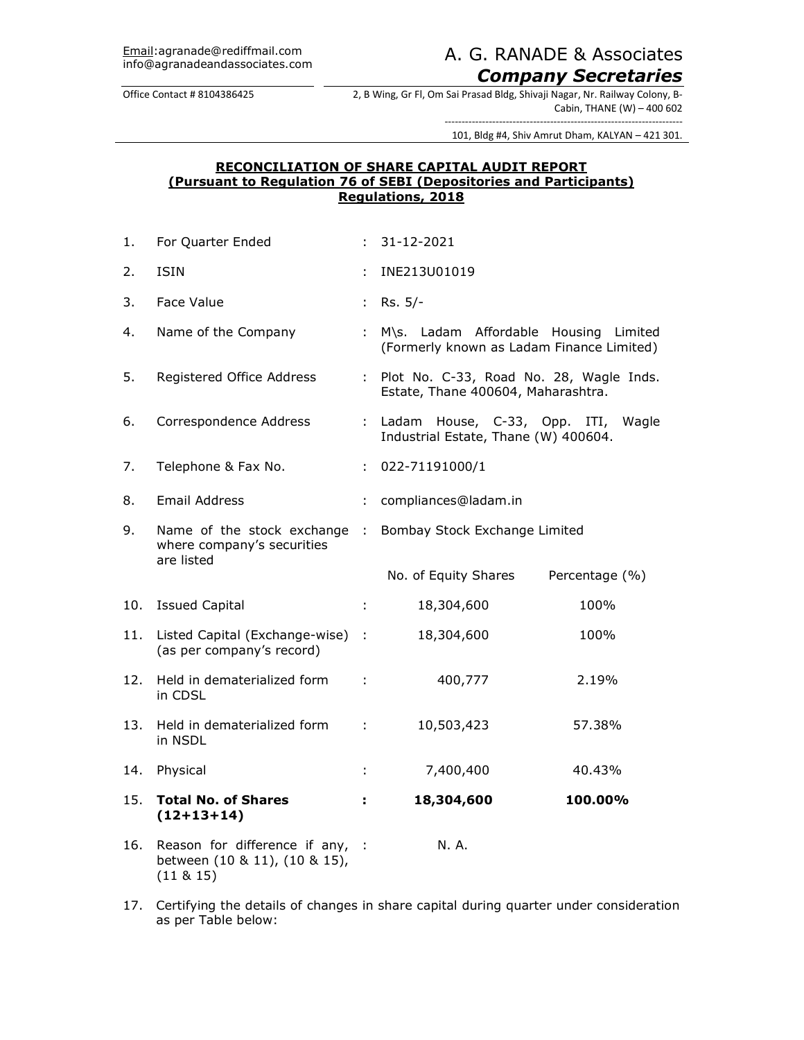Email:agranade@rediffmail.com
info@agranadeandassociates.com

# A. G. RANADE & Associates
## *Company Secretaries*

Office Contact # 8104386425

2, B Wing, Gr Fl, Om Sai Prasad Bldg, Shivaji Nagar, Nr. Railway Colony, B-Cabin, THANE (W) – 400 602

101, Bldg #4, Shiv Amrut Dham, KALYAN – 421 301.

**RECONCILIATION OF SHARE CAPITAL AUDIT REPORT**
**(Pursuant to Regulation 76 of SEBI (Depositories and Participants) Regulations, 2018**

| | | | | |
|---|---|---|---|---|
| 1. | For Quarter Ended | : | 31-12-2021 | |
| 2. | ISIN | : | INE213U01019 | |
| 3. | Face Value | : | Rs. 5/- | |
| 4. | Name of the Company | : | M\s. Ladam Affordable Housing Limited (Formerly known as Ladam Finance Limited) | |
| 5. | Registered Office Address | : | Plot No. C-33, Road No. 28, Wagle Inds. Estate, Thane 400604, Maharashtra. | |
| 6. | Correspondence Address | : | Ladam House, C-33, Opp. ITI, Wagle Industrial Estate, Thane (W) 400604. | |
| 7. | Telephone & Fax No. | : | 022-71191000/1 | |
| 8. | Email Address | : | compliances@ladam.in | |
| 9. | Name of the stock exchange where company's securities are listed | : | Bombay Stock Exchange Limited | |
| | | | No. of Equity Shares | Percentage (%) |
| 10. | Issued Capital | : | 18,304,600 | 100% |
| 11. | Listed Capital (Exchange-wise) (as per company's record) | : | 18,304,600 | 100% |
| 12. | Held in dematerialized form in CDSL | : | 400,777 | 2.19% |
| 13. | Held in dematerialized form in NSDL | : | 10,503,423 | 57.38% |
| 14. | Physical | : | 7,400,400 | 40.43% |
| 15. | **Total No. of Shares (12+13+14)** | **:** | **18,304,600** | **100.00%** |
| 16. | Reason for difference if any, between (10 & 11), (10 & 15), (11 & 15) | : | N. A. | |

17. Certifying the details of changes in share capital during quarter under consideration as per Table below: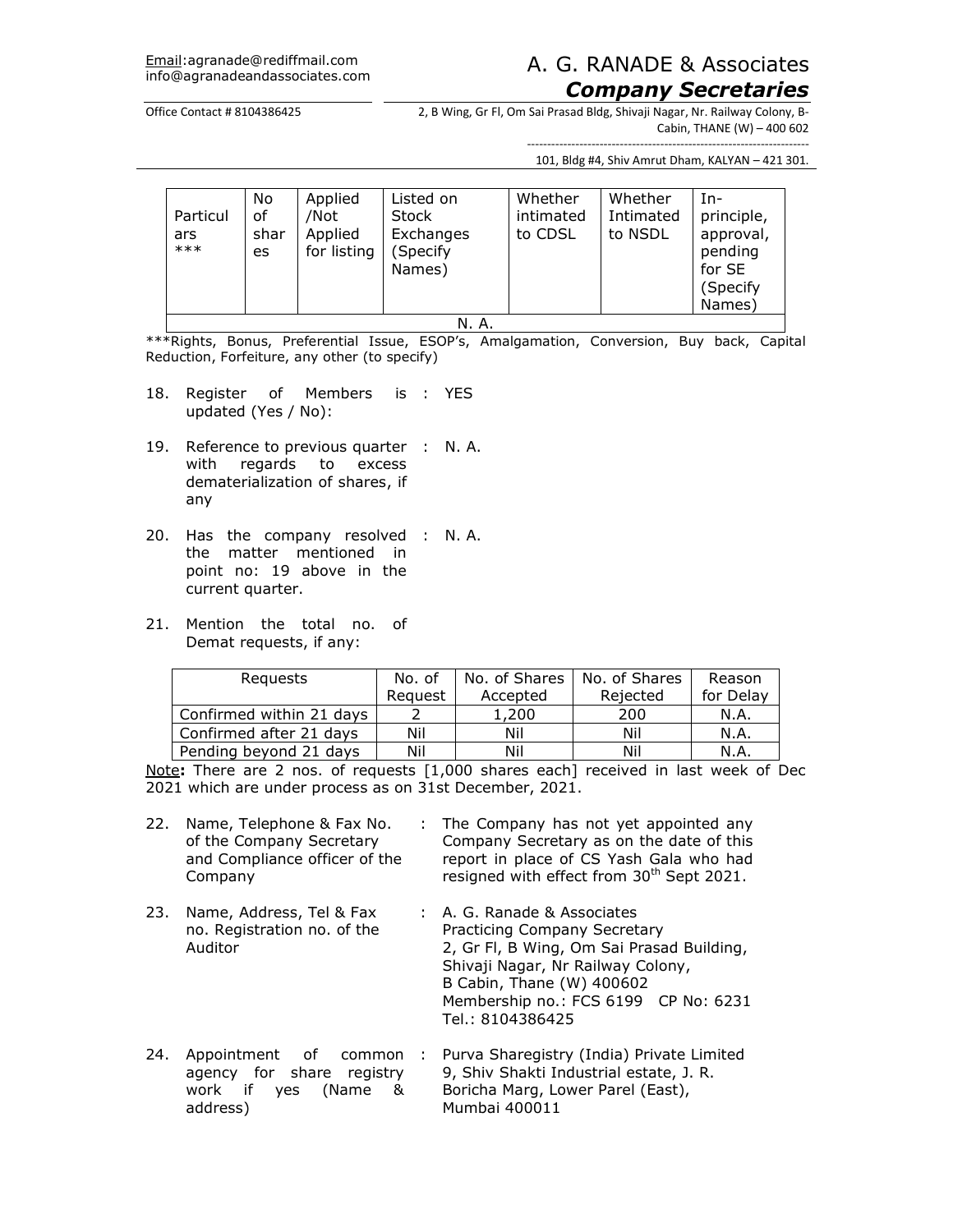| Particulars *** | No of shares | Applied /Not Applied for listing | Listed on Stock Exchanges (Specify Names) | Whether intimated to CDSL | Whether Intimated to NSDL | In-principle, approval, pending for SE (Specify Names) |
|---|---|---|---|---|---|---|
| N. A. | | | | | | |

***Rights, Bonus, Preferential Issue, ESOP's, Amalgamation, Conversion, Buy back, Capital Reduction, Forfeiture, any other (to specify)

18. Register of Members is updated (Yes / No): : YES

19. Reference to previous quarter with regards to excess dematerialization of shares, if any : N. A.

20. Has the company resolved the matter mentioned in point no: 19 above in the current quarter. : N. A.

21. Mention the total no. of Demat requests, if any:

| Requests | No. of Request | No. of Shares Accepted | No. of Shares Rejected | Reason for Delay |
|---|---|---|---|---|
| Confirmed within 21 days | 2 | 1,200 | 200 | N.A. |
| Confirmed after 21 days | Nil | Nil | Nil | N.A. |
| Pending beyond 21 days | Nil | Nil | Nil | N.A. |

Note**:** There are 2 nos. of requests [1,000 shares each] received in last week of Dec 2021 which are under process as on 31st December, 2021.

22. Name, Telephone & Fax No. of the Company Secretary and Compliance officer of the Company : The Company has not yet appointed any Company Secretary as on the date of this report in place of CS Yash Gala who had resigned with effect from 30th Sept 2021.

23. Name, Address, Tel & Fax no. Registration no. of the Auditor : A. G. Ranade & Associates
Practicing Company Secretary
2, Gr Fl, B Wing, Om Sai Prasad Building,
Shivaji Nagar, Nr Railway Colony,
B Cabin, Thane (W) 400602
Membership no.: FCS 6199 CP No: 6231
Tel.: 8104386425

24. Appointment of common agency for share registry work if yes (Name & address) : Purva Sharegistry (India) Private Limited
9, Shiv Shakti Industrial estate, J. R. Boricha Marg, Lower Parel (East),
Mumbai 400011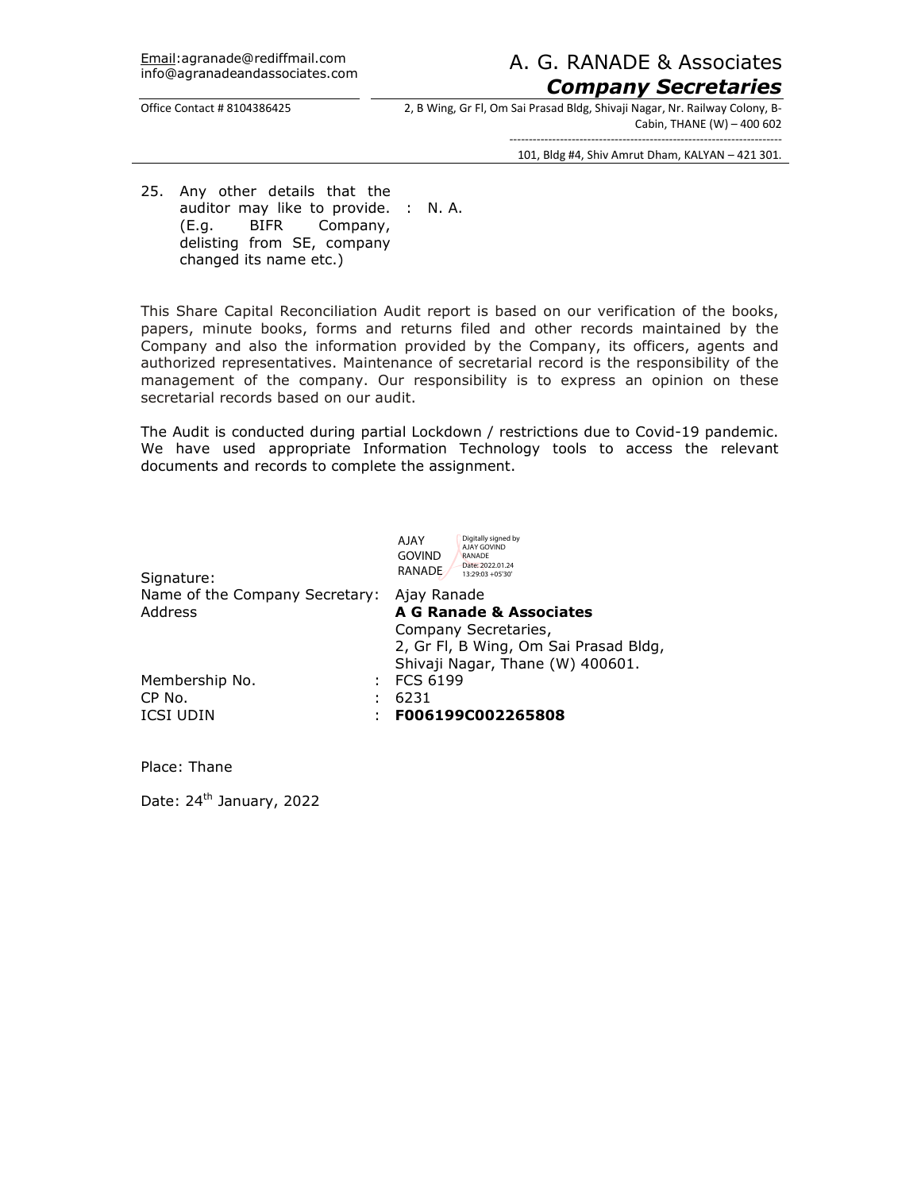25. Any other details that the auditor may like to provide. (E.g. BIFR Company, delisting from SE, company changed its name etc.) : N. A.

This Share Capital Reconciliation Audit report is based on our verification of the books, papers, minute books, forms and returns filed and other records maintained by the Company and also the information provided by the Company, its officers, agents and authorized representatives. Maintenance of secretarial record is the responsibility of the management of the company. Our responsibility is to express an opinion on these secretarial records based on our audit.

The Audit is conducted during partial Lockdown / restrictions due to Covid-19 pandemic. We have used appropriate Information Technology tools to access the relevant documents and records to complete the assignment.

| | | |
|---|---|---|
| Signature: | | AJAY GOVIND RANADE Digitally signed by AJAY GOVIND RANADE Date: 2022.01.24 13:29:03 +05'30' |
| Name of the Company Secretary: | | Ajay Ranade |
| Address | | **A G Ranade & Associates** Company Secretaries, 2, Gr Fl, B Wing, Om Sai Prasad Bldg, Shivaji Nagar, Thane (W) 400601. |
| Membership No. | : | FCS 6199 |
| CP No. | : | 6231 |
| ICSI UDIN | : | **F006199C002265808** |

Place: Thane

Date: 24th January, 2022